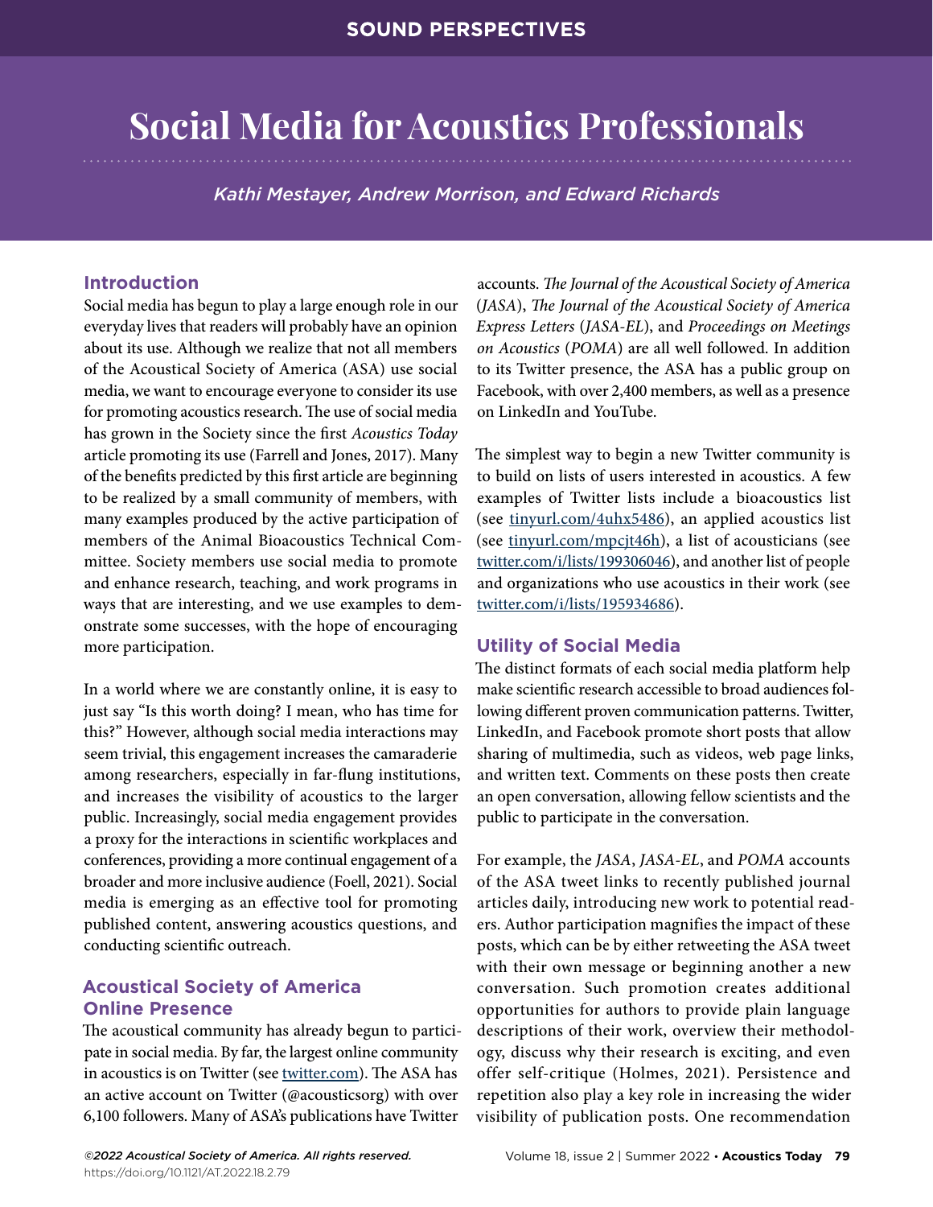# Social Media for Acoustics Professionals

*Kathi Mestayer, Andrew Morrison, and Edward Richards*

## Introduction

Social media has begun to play a large enough role in our everyday lives that readers will probably have an opinion about its use. Although we realize that not all members of the Acoustical Society of America (ASA) use social media, we want to encourage everyone to consider its use for promoting acoustics research. The use of social media has grown in the Society since the first *Acoustics Today* article promoting its use (Farrell and Jones, 2017). Many of the benefits predicted by this first article are beginning to be realized by a small community of members, with many examples produced by the active participation of members of the Animal Bioacoustics Technical Committee. Society members use social media to promote and enhance research, teaching, and work programs in ways that are interesting, and we use examples to demonstrate some successes, with the hope of encouraging more participation.

In a world where we are constantly online, it is easy to just say "Is this worth doing? I mean, who has time for this?" However, although social media interactions may seem trivial, this engagement increases the camaraderie among researchers, especially in far-flung institutions, and increases the visibility of acoustics to the larger public. Increasingly, social media engagement provides a proxy for the interactions in scientific workplaces and conferences, providing a more continual engagement of a broader and more inclusive audience (Foell, 2021). Social media is emerging as an effective tool for promoting published content, answering acoustics questions, and conducting scientific outreach.

## Acoustical Society of America Online Presence

The acoustical community has already begun to participate in social media. By far, the largest online community in acoustics is on Twitter (see twitter.com). The ASA has an active account on Twitter (@acousticsorg) with over 6,100 followers. Many of ASA's publications have Twitter accounts. *The Journal of the Acoustical Society of America* (*JASA*), *The Journal of the Acoustical Society of America Express Letters* (*JASA-EL*), and *Proceedings on Meetings on Acoustics* (*POMA*) are all well followed. In addition to its Twitter presence, the ASA has a public group on Facebook, with over 2,400 members, as well as a presence on LinkedIn and YouTube.

The simplest way to begin a new Twitter community is to build on lists of users interested in acoustics. A few examples of Twitter lists include a bioacoustics list (see tinyurl.com/4uhx5486), an applied acoustics list (see tinyurl.com/mpcjt46h), a list of acousticians (see twitter.com/i/lists/199306046), and another list of people and organizations who use acoustics in their work (see twitter.com/i/lists/195934686).

## Utility of Social Media

The distinct formats of each social media platform help make scientific research accessible to broad audiences following different proven communication patterns. Twitter, LinkedIn, and Facebook promote short posts that allow sharing of multimedia, such as videos, web page links, and written text. Comments on these posts then create an open conversation, allowing fellow scientists and the public to participate in the conversation.

For example, the *JASA*, *JASA-EL*, and *POMA* accounts of the ASA tweet links to recently published journal articles daily, introducing new work to potential readers. Author participation magnifies the impact of these posts, which can be by either retweeting the ASA tweet with their own message or beginning another a new conversation. Such promotion creates additional opportunities for authors to provide plain language descriptions of their work, overview their methodology, discuss why their research is exciting, and even offer self-critique (Holmes, 2021). Persistence and repetition also play a key role in increasing the wider visibility of publication posts. One recommendation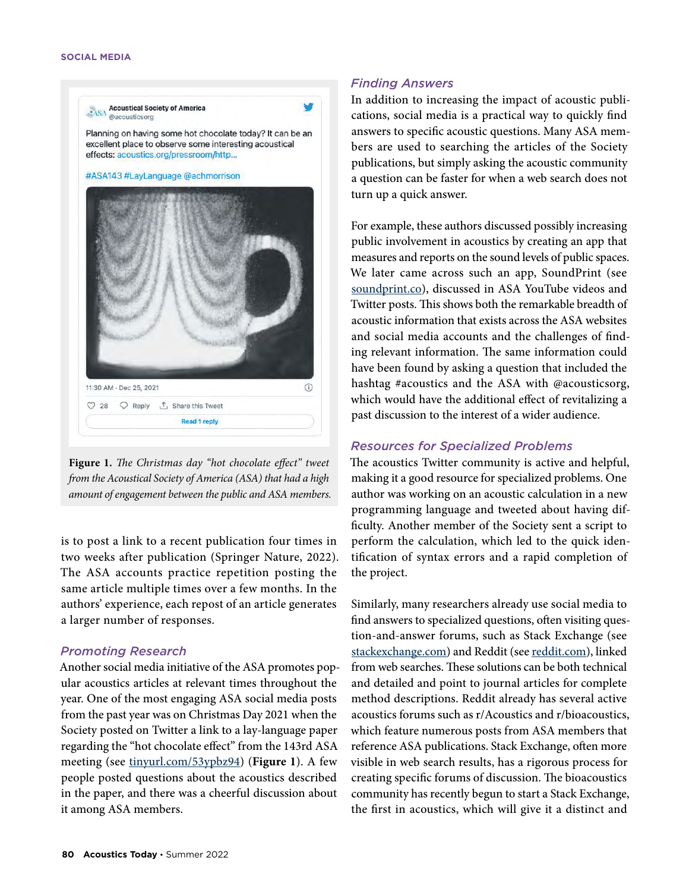Figure 1. *The Christmas day "hot chocolate effect" tweet from the Acoustical Society of America (ASA) that had a high amount of engagement between the public and ASA members.*

is to post a link to a recent publication four times in two weeks after publication (Springer Nature, 2022). The ASA accounts practice repetition posting the same article multiple times over a few months. In the authors' experience, each repost of an article generates a larger number of responses.

### Promoting Research

Another social media initiative of the ASA promotes popular acoustics articles at relevant times throughout the year. One of the most engaging ASA social media posts from the past year was on Christmas Day 2021 when the Society posted on Twitter a link to a lay-language paper regarding the "hot chocolate effect" from the 143rd ASA meeting (see tinyurl.com/53ypbz94) (**Figure 1**). A few people posted questions about the acoustics described in the paper, and there was a cheerful discussion about it among ASA members.

### Finding Answers

In addition to increasing the impact of acoustic publications, social media is a practical way to quickly find answers to specific acoustic questions. Many ASA members are used to searching the articles of the Society publications, but simply asking the acoustic community a question can be faster for when a web search does not turn up a quick answer.

For example, these authors discussed possibly increasing public involvement in acoustics by creating an app that measures and reports on the sound levels of public spaces. We later came across such an app, SoundPrint (see soundprint.co), discussed in ASA YouTube videos and Twitter posts. This shows both the remarkable breadth of acoustic information that exists across the ASA websites and social media accounts and the challenges of finding relevant information. The same information could have been found by asking a question that included the hashtag #acoustics and the ASA with @acousticsorg, which would have the additional effect of revitalizing a past discussion to the interest of a wider audience.

### Resources for Specialized Problems

The acoustics Twitter community is active and helpful, making it a good resource for specialized problems. One author was working on an acoustic calculation in a new programming language and tweeted about having difficulty. Another member of the Society sent a script to perform the calculation, which led to the quick identification of syntax errors and a rapid completion of the project.

Similarly, many researchers already use social media to find answers to specialized questions, often visiting question-and-answer forums, such as Stack Exchange (see stackexchange.com) and Reddit (see reddit.com), linked from web searches. These solutions can be both technical and detailed and point to journal articles for complete method descriptions. Reddit already has several active acoustics forums such as r/Acoustics and r/bioacoustics, which feature numerous posts from ASA members that reference ASA publications. Stack Exchange, often more visible in web search results, has a rigorous process for creating specific forums of discussion. The bioacoustics community has recently begun to start a Stack Exchange, the first in acoustics, which will give it a distinct and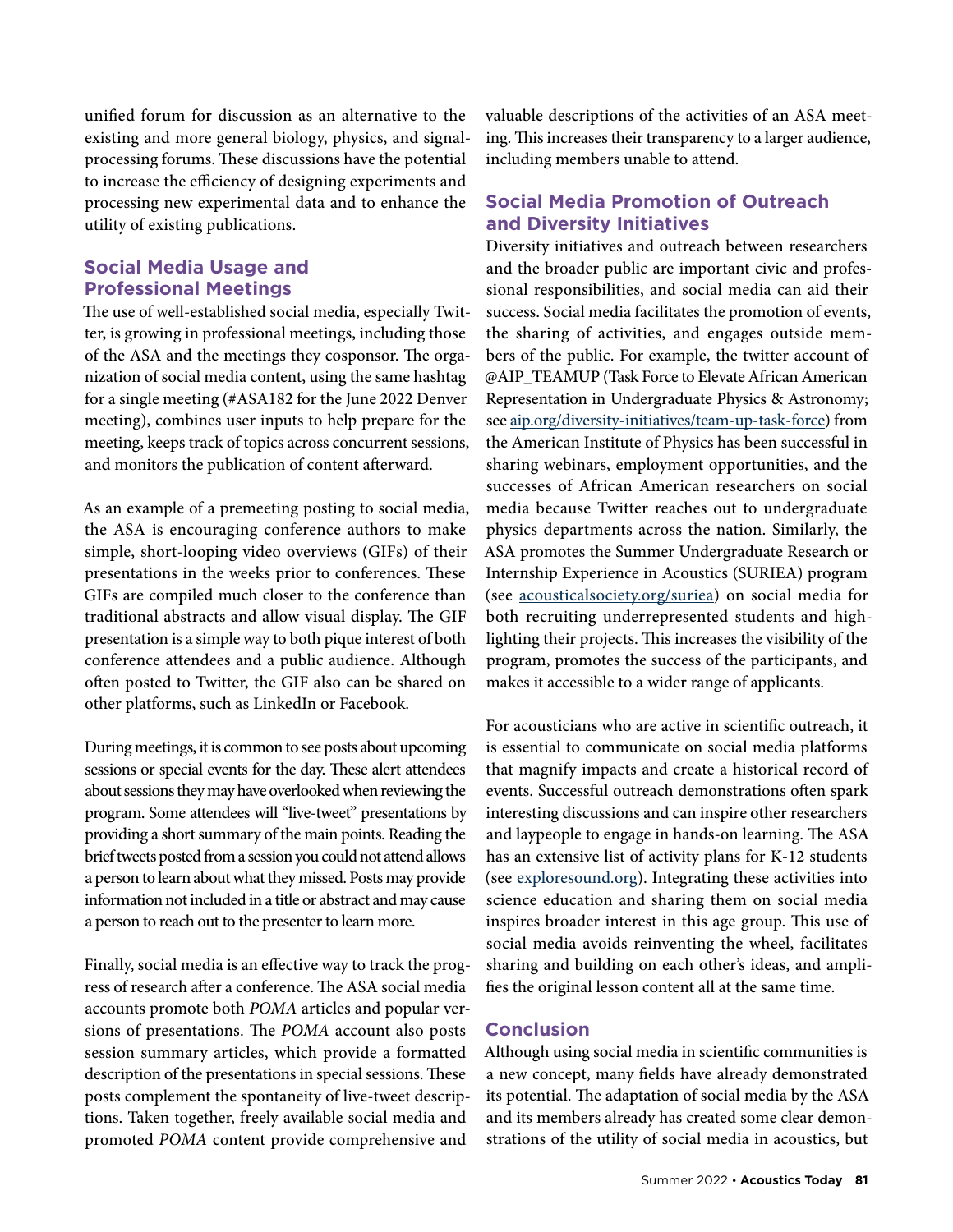unified forum for discussion as an alternative to the existing and more general biology, physics, and signal-processing forums. These discussions have the potential to increase the efficiency of designing experiments and processing new experimental data and to enhance the utility of existing publications.

## Social Media Usage and Professional Meetings

The use of well-established social media, especially Twitter, is growing in professional meetings, including those of the ASA and the meetings they cosponsor. The organization of social media content, using the same hashtag for a single meeting (#ASA182 for the June 2022 Denver meeting), combines user inputs to help prepare for the meeting, keeps track of topics across concurrent sessions, and monitors the publication of content afterward.

As an example of a premeeting posting to social media, the ASA is encouraging conference authors to make simple, short-looping video overviews (GIFs) of their presentations in the weeks prior to conferences. These GIFs are compiled much closer to the conference than traditional abstracts and allow visual display. The GIF presentation is a simple way to both pique interest of both conference attendees and a public audience. Although often posted to Twitter, the GIF also can be shared on other platforms, such as LinkedIn or Facebook.

During meetings, it is common to see posts about upcoming sessions or special events for the day. These alert attendees about sessions they may have overlooked when reviewing the program. Some attendees will "live-tweet" presentations by providing a short summary of the main points. Reading the brief tweets posted from a session you could not attend allows a person to learn about what they missed. Posts may provide information not included in a title or abstract and may cause a person to reach out to the presenter to learn more.

Finally, social media is an effective way to track the progress of research after a conference. The ASA social media accounts promote both *POMA* articles and popular versions of presentations. The *POMA* account also posts session summary articles, which provide a formatted description of the presentations in special sessions. These posts complement the spontaneity of live-tweet descriptions. Taken together, freely available social media and promoted *POMA* content provide comprehensive and valuable descriptions of the activities of an ASA meeting. This increases their transparency to a larger audience, including members unable to attend.

## Social Media Promotion of Outreach and Diversity Initiatives

Diversity initiatives and outreach between researchers and the broader public are important civic and professional responsibilities, and social media can aid their success. Social media facilitates the promotion of events, the sharing of activities, and engages outside members of the public. For example, the twitter account of @AIP_TEAMUP (Task Force to Elevate African American Representation in Undergraduate Physics & Astronomy; see aip.org/diversity-initiatives/team-up-task-force) from the American Institute of Physics has been successful in sharing webinars, employment opportunities, and the successes of African American researchers on social media because Twitter reaches out to undergraduate physics departments across the nation. Similarly, the ASA promotes the Summer Undergraduate Research or Internship Experience in Acoustics (SURIEA) program (see acousticalsociety.org/suriea) on social media for both recruiting underrepresented students and highlighting their projects. This increases the visibility of the program, promotes the success of the participants, and makes it accessible to a wider range of applicants.

For acousticians who are active in scientific outreach, it is essential to communicate on social media platforms that magnify impacts and create a historical record of events. Successful outreach demonstrations often spark interesting discussions and can inspire other researchers and laypeople to engage in hands-on learning. The ASA has an extensive list of activity plans for K-12 students (see exploresound.org). Integrating these activities into science education and sharing them on social media inspires broader interest in this age group. This use of social media avoids reinventing the wheel, facilitates sharing and building on each other's ideas, and amplifies the original lesson content all at the same time.

## Conclusion

Although using social media in scientific communities is a new concept, many fields have already demonstrated its potential. The adaptation of social media by the ASA and its members already has created some clear demonstrations of the utility of social media in acoustics, but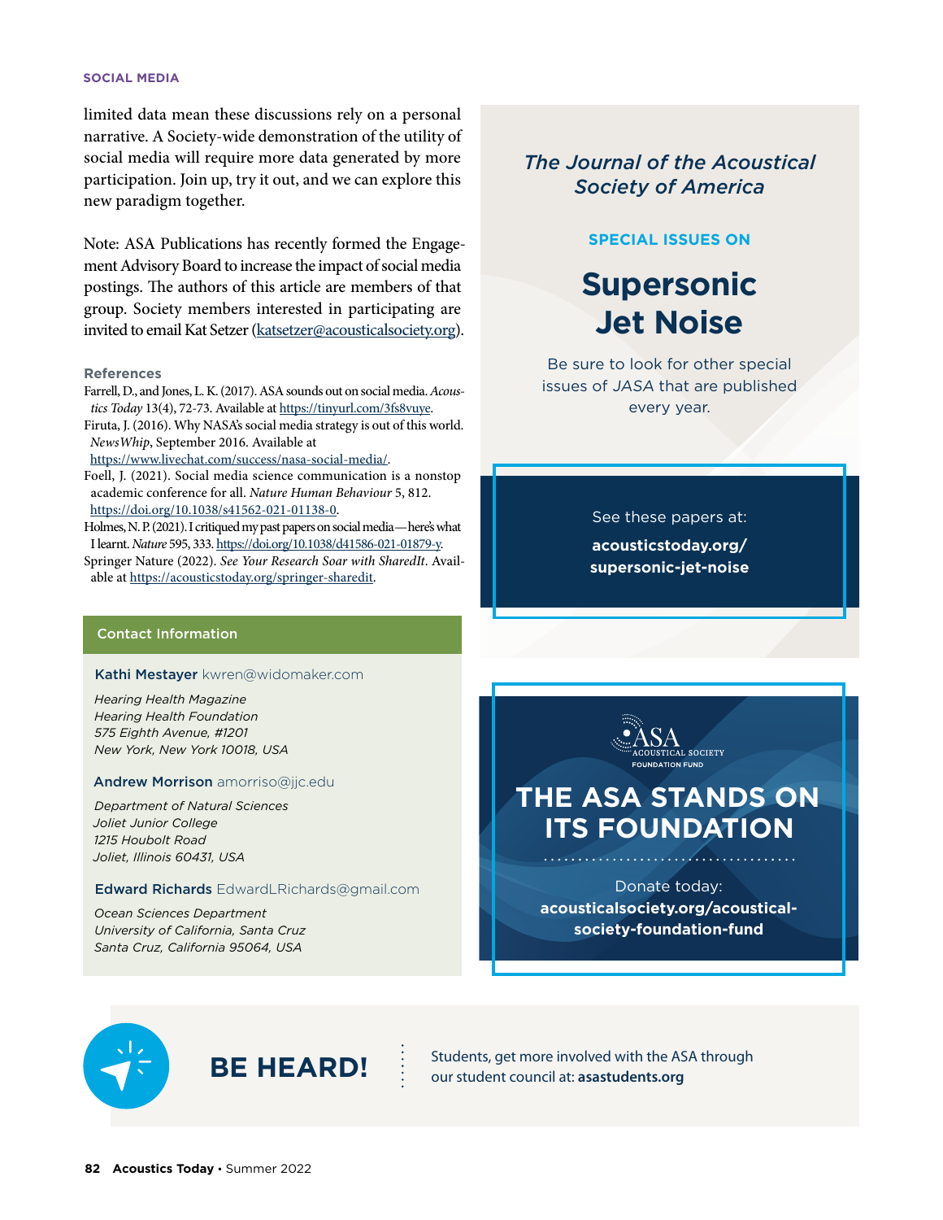limited data mean these discussions rely on a personal narrative. A Society-wide demonstration of the utility of social media will require more data generated by more participation. Join up, try it out, and we can explore this new paradigm together.

Note: ASA Publications has recently formed the Engagement Advisory Board to increase the impact of social media postings. The authors of this article are members of that group. Society members interested in participating are invited to email Kat Setzer (katsetzer@acousticalsociety.org).

### References

Farrell, D., and Jones, L. K. (2017). ASA sounds out on social media. *Acoustics Today* 13(4), 72-73. Available at https://tinyurl.com/3fs8vuye.

Firuta, J. (2016). Why NASA's social media strategy is out of this world. *NewsWhip*, September 2016. Available at https://www.livechat.com/success/nasa-social-media/.

Foell, J. (2021). Social media science communication is a nonstop academic conference for all. *Nature Human Behaviour* 5, 812. https://doi.org/10.1038/s41562-021-01138-0.

Holmes, N. P. (2021). I critiqued my past papers on social media—here's what I learnt. *Nature* 595, 333. https://doi.org/10.1038/d41586-021-01879-y.

Springer Nature (2022). *See Your Research Soar with SharedIt*. Available at https://acousticstoday.org/springer-sharedit.

### Contact Information

**Kathi Mestayer** kwren@widomaker.com

*Hearing Health Magazine*
*Hearing Health Foundation*
*575 Eighth Avenue, #1201*
*New York, New York 10018, USA*

**Andrew Morrison** amorriso@jjc.edu

*Department of Natural Sciences*
*Joliet Junior College*
*1215 Houbolt Road*
*Joliet, Illinois 60431, USA*

**Edward Richards** EdwardLRichards@gmail.com

*Ocean Sciences Department*
*University of California, Santa Cruz*
*Santa Cruz, California 95064, USA*

---

*The Journal of the Acoustical Society of America*

**SPECIAL ISSUES ON**

## Supersonic Jet Noise

Be sure to look for other special issues of *JASA* that are published every year.

See these papers at:
**acousticstoday.org/supersonic-jet-noise**

---

ASA Acoustical Society Foundation Fund

## THE ASA STANDS ON ITS FOUNDATION

Donate today:
**acousticalsociety.org/acoustical-society-foundation-fund**

---

## BE HEARD!

Students, get more involved with the ASA through our student council at: **asastudents.org**